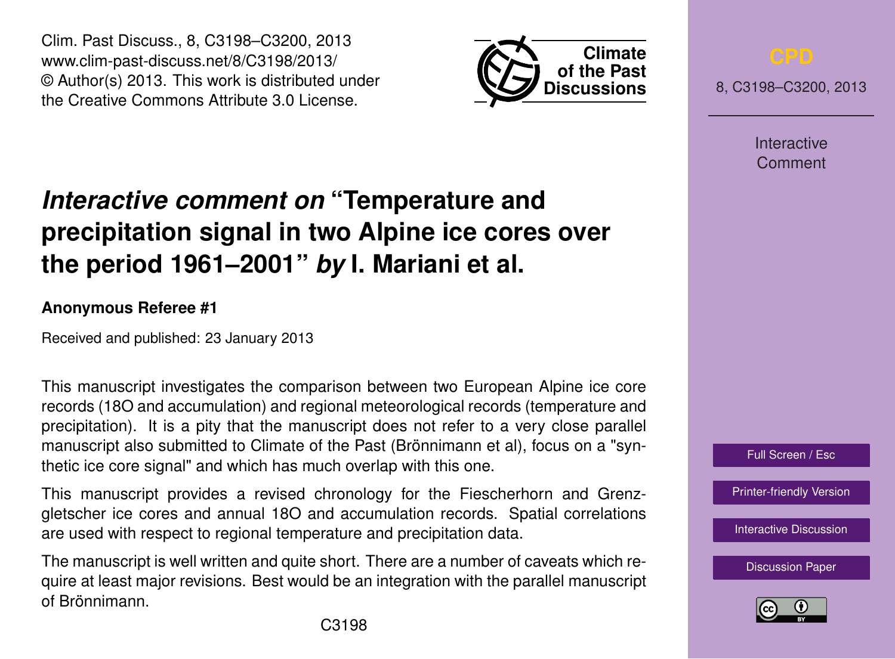Clim. Past Discuss., 8, C3198–C3200, 2013
www.clim-past-discuss.net/8/C3198/2013/
© Author(s) 2013. This work is distributed under the Creative Commons Attribute 3.0 License.

# *Interactive comment on* "Temperature and precipitation signal in two Alpine ice cores over the period 1961–2001" *by* I. Mariani et al.

**Anonymous Referee #1**

Received and published: 23 January 2013

This manuscript investigates the comparison between two European Alpine ice core records (18O and accumulation) and regional meteorological records (temperature and precipitation). It is a pity that the manuscript does not refer to a very close parallel manuscript also submitted to Climate of the Past (Brönnimann et al), focus on a "synthetic ice core signal" and which has much overlap with this one.

This manuscript provides a revised chronology for the Fiescherhorn and Grenzgletscher ice cores and annual 18O and accumulation records. Spatial correlations are used with respect to regional temperature and precipitation data.

The manuscript is well written and quite short. There are a number of caveats which require at least major revisions. Best would be an integration with the parallel manuscript of Brönnimann.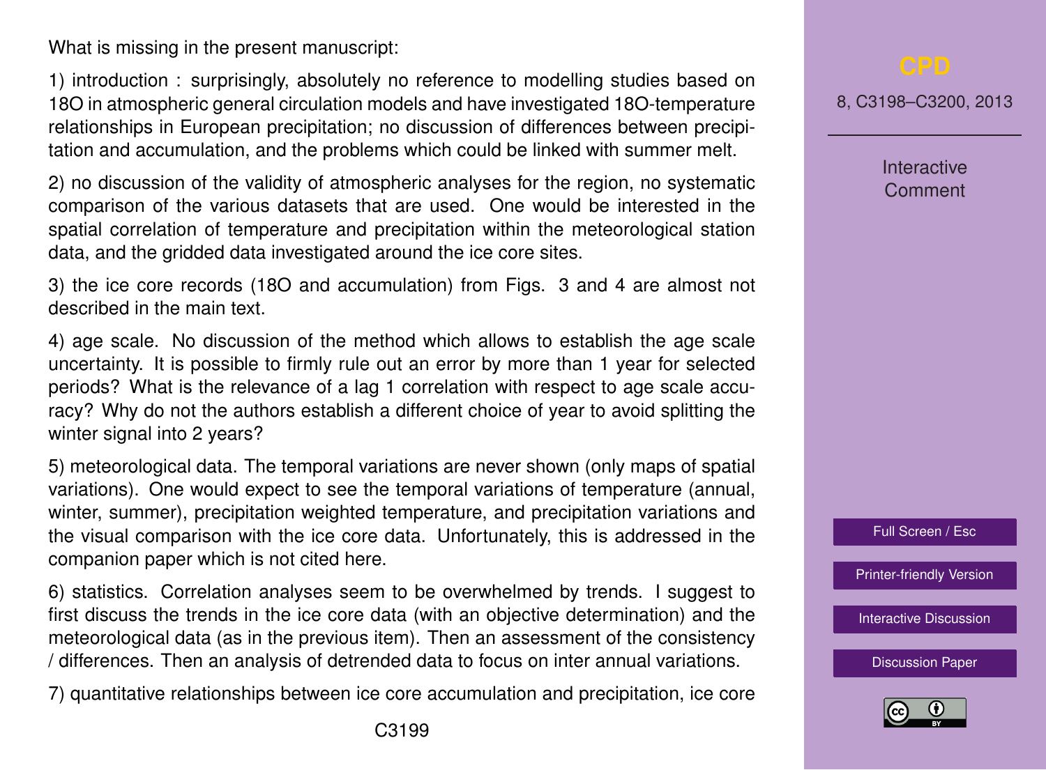What is missing in the present manuscript:

1) introduction : surprisingly, absolutely no reference to modelling studies based on 18O in atmospheric general circulation models and have investigated 18O-temperature relationships in European precipitation; no discussion of differences between precipitation and accumulation, and the problems which could be linked with summer melt.

2) no discussion of the validity of atmospheric analyses for the region, no systematic comparison of the various datasets that are used. One would be interested in the spatial correlation of temperature and precipitation within the meteorological station data, and the gridded data investigated around the ice core sites.

3) the ice core records (18O and accumulation) from Figs. 3 and 4 are almost not described in the main text.

4) age scale. No discussion of the method which allows to establish the age scale uncertainty. It is possible to firmly rule out an error by more than 1 year for selected periods? What is the relevance of a lag 1 correlation with respect to age scale accuracy? Why do not the authors establish a different choice of year to avoid splitting the winter signal into 2 years?

5) meteorological data. The temporal variations are never shown (only maps of spatial variations). One would expect to see the temporal variations of temperature (annual, winter, summer), precipitation weighted temperature, and precipitation variations and the visual comparison with the ice core data. Unfortunately, this is addressed in the companion paper which is not cited here.

6) statistics. Correlation analyses seem to be overwhelmed by trends. I suggest to first discuss the trends in the ice core data (with an objective determination) and the meteorological data (as in the previous item). Then an assessment of the consistency / differences. Then an analysis of detrended data to focus on inter annual variations.

7) quantitative relationships between ice core accumulation and precipitation, ice core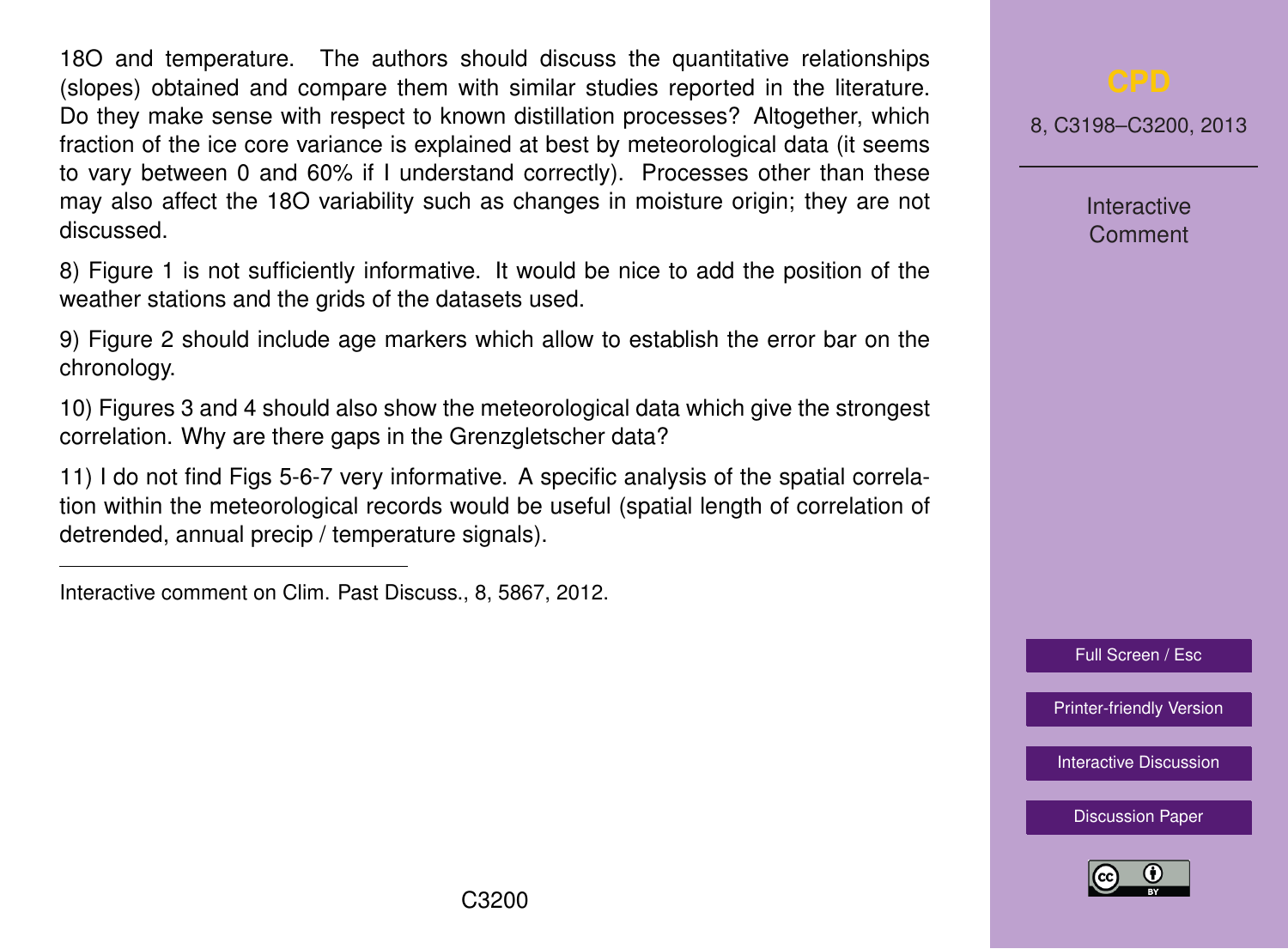18O and temperature. The authors should discuss the quantitative relationships (slopes) obtained and compare them with similar studies reported in the literature. Do they make sense with respect to known distillation processes? Altogether, which fraction of the ice core variance is explained at best by meteorological data (it seems to vary between 0 and 60% if I understand correctly). Processes other than these may also affect the 18O variability such as changes in moisture origin; they are not discussed.

8) Figure 1 is not sufficiently informative. It would be nice to add the position of the weather stations and the grids of the datasets used.

9) Figure 2 should include age markers which allow to establish the error bar on the chronology.

10) Figures 3 and 4 should also show the meteorological data which give the strongest correlation. Why are there gaps in the Grenzgletscher data?

11) I do not find Figs 5-6-7 very informative. A specific analysis of the spatial correlation within the meteorological records would be useful (spatial length of correlation of detrended, annual precip / temperature signals).

---

Interactive comment on Clim. Past Discuss., 8, 5867, 2012.